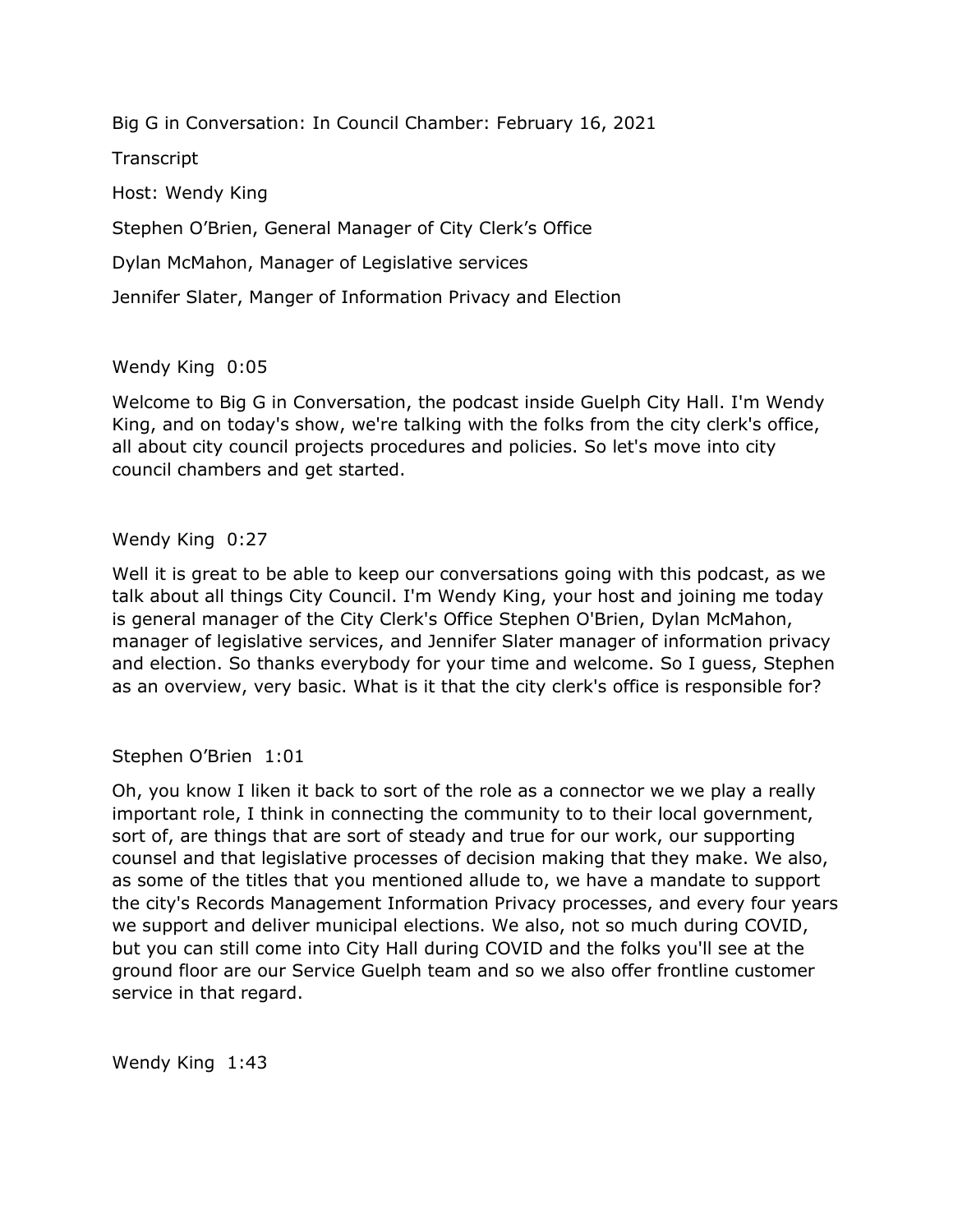Big G in Conversation: In Council Chamber: February 16, 2021

Transcript

Host: Wendy King

Stephen O'Brien, General Manager of City Clerk's Office

Dylan McMahon, Manager of Legislative services

Jennifer Slater, Manger of Information Privacy and Election

Wendy King 0:05

Welcome to Big G in Conversation, the podcast inside Guelph City Hall. I'm Wendy King, and on today's show, we're talking with the folks from the city clerk's office, all about city council projects procedures and policies. So let's move into city council chambers and get started.

Wendy King 0:27

Well it is great to be able to keep our conversations going with this podcast, as we talk about all things City Council. I'm Wendy King, your host and joining me today is general manager of the City Clerk's Office Stephen O'Brien, Dylan McMahon, manager of legislative services, and Jennifer Slater manager of information privacy and election. So thanks everybody for your time and welcome. So I guess, Stephen as an overview, very basic. What is it that the city clerk's office is responsible for?

Stephen O'Brien 1:01

Oh, you know I liken it back to sort of the role as a connector we we play a really important role, I think in connecting the community to to their local government, sort of, are things that are sort of steady and true for our work, our supporting counsel and that legislative processes of decision making that they make. We also, as some of the titles that you mentioned allude to, we have a mandate to support the city's Records Management Information Privacy processes, and every four years we support and deliver municipal elections. We also, not so much during COVID, but you can still come into City Hall during COVID and the folks you'll see at the ground floor are our Service Guelph team and so we also offer frontline customer service in that regard.

Wendy King 1:43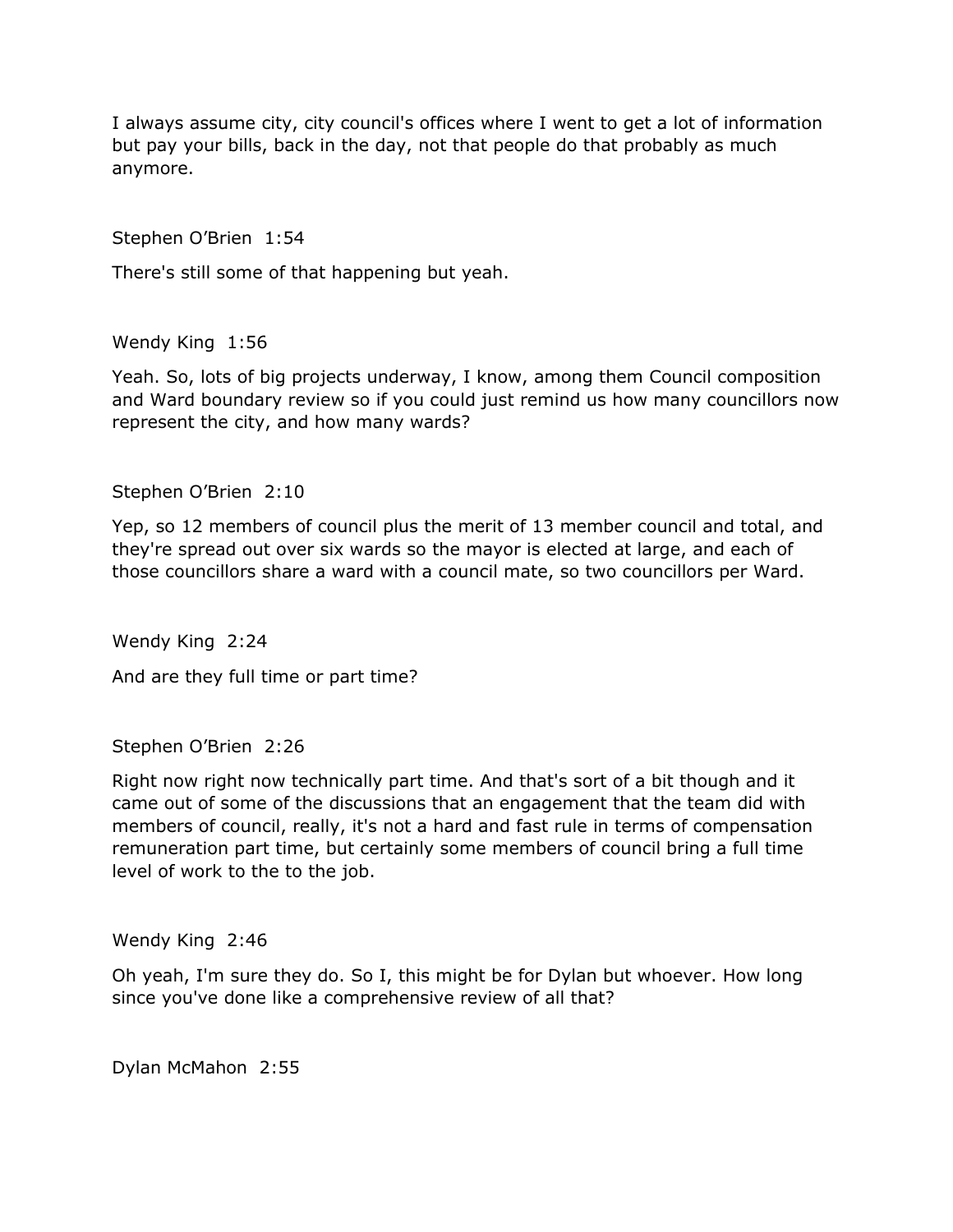I always assume city, city council's offices where I went to get a lot of information but pay your bills, back in the day, not that people do that probably as much anymore.

Stephen O'Brien 1:54

There's still some of that happening but yeah.

Wendy King 1:56

Yeah. So, lots of big projects underway, I know, among them Council composition and Ward boundary review so if you could just remind us how many councillors now represent the city, and how many wards?

Stephen O'Brien 2:10

Yep, so 12 members of council plus the merit of 13 member council and total, and they're spread out over six wards so the mayor is elected at large, and each of those councillors share a ward with a council mate, so two councillors per Ward.

Wendy King 2:24

And are they full time or part time?

Stephen O'Brien 2:26

Right now right now technically part time. And that's sort of a bit though and it came out of some of the discussions that an engagement that the team did with members of council, really, it's not a hard and fast rule in terms of compensation remuneration part time, but certainly some members of council bring a full time level of work to the to the job.

Wendy King 2:46

Oh yeah, I'm sure they do. So I, this might be for Dylan but whoever. How long since you've done like a comprehensive review of all that?

Dylan McMahon 2:55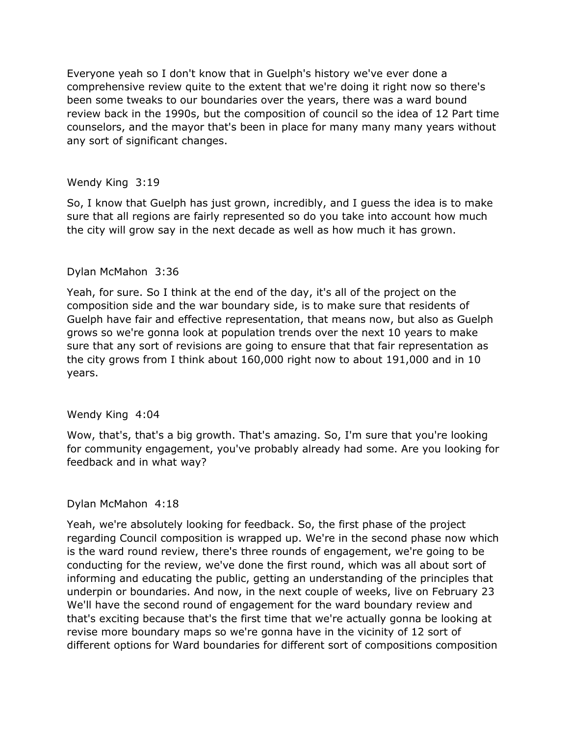Everyone yeah so I don't know that in Guelph's history we've ever done a comprehensive review quite to the extent that we're doing it right now so there's been some tweaks to our boundaries over the years, there was a ward bound review back in the 1990s, but the composition of council so the idea of 12 Part time counselors, and the mayor that's been in place for many many many years without any sort of significant changes.

Wendy King 3:19

So, I know that Guelph has just grown, incredibly, and I guess the idea is to make sure that all regions are fairly represented so do you take into account how much the city will grow say in the next decade as well as how much it has grown.

Dylan McMahon 3:36

Yeah, for sure. So I think at the end of the day, it's all of the project on the composition side and the war boundary side, is to make sure that residents of Guelph have fair and effective representation, that means now, but also as Guelph grows so we're gonna look at population trends over the next 10 years to make sure that any sort of revisions are going to ensure that that fair representation as the city grows from I think about 160,000 right now to about 191,000 and in 10 years.

Wendy King 4:04

Wow, that's, that's a big growth. That's amazing. So, I'm sure that you're looking for community engagement, you've probably already had some. Are you looking for feedback and in what way?

Dylan McMahon 4:18

Yeah, we're absolutely looking for feedback. So, the first phase of the project regarding Council composition is wrapped up. We're in the second phase now which is the ward round review, there's three rounds of engagement, we're going to be conducting for the review, we've done the first round, which was all about sort of informing and educating the public, getting an understanding of the principles that underpin or boundaries. And now, in the next couple of weeks, live on February 23 We'll have the second round of engagement for the ward boundary review and that's exciting because that's the first time that we're actually gonna be looking at revise more boundary maps so we're gonna have in the vicinity of 12 sort of different options for Ward boundaries for different sort of compositions composition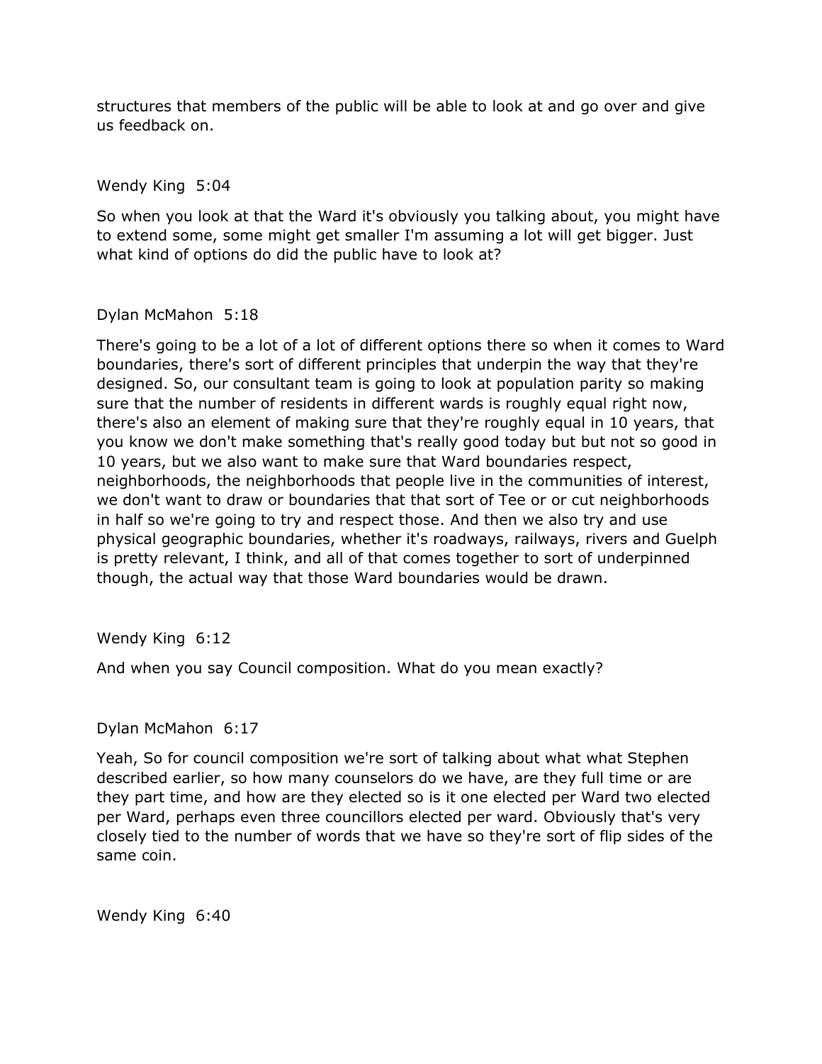structures that members of the public will be able to look at and go over and give us feedback on.

Wendy King  5:04

So when you look at that the Ward it's obviously you talking about, you might have to extend some, some might get smaller I'm assuming a lot will get bigger. Just what kind of options do did the public have to look at?

Dylan McMahon  5:18

There's going to be a lot of a lot of different options there so when it comes to Ward boundaries, there's sort of different principles that underpin the way that they're designed. So, our consultant team is going to look at population parity so making sure that the number of residents in different wards is roughly equal right now, there's also an element of making sure that they're roughly equal in 10 years, that you know we don't make something that's really good today but but not so good in 10 years, but we also want to make sure that Ward boundaries respect, neighborhoods, the neighborhoods that people live in the communities of interest, we don't want to draw or boundaries that that sort of Tee or or cut neighborhoods in half so we're going to try and respect those. And then we also try and use physical geographic boundaries, whether it's roadways, railways, rivers and Guelph is pretty relevant, I think, and all of that comes together to sort of underpinned though, the actual way that those Ward boundaries would be drawn.

Wendy King  6:12

And when you say Council composition. What do you mean exactly?

Dylan McMahon  6:17

Yeah, So for council composition we're sort of talking about what what Stephen described earlier, so how many counselors do we have, are they full time or are they part time, and how are they elected so is it one elected per Ward two elected per Ward, perhaps even three councillors elected per ward. Obviously that's very closely tied to the number of words that we have so they're sort of flip sides of the same coin.

Wendy King  6:40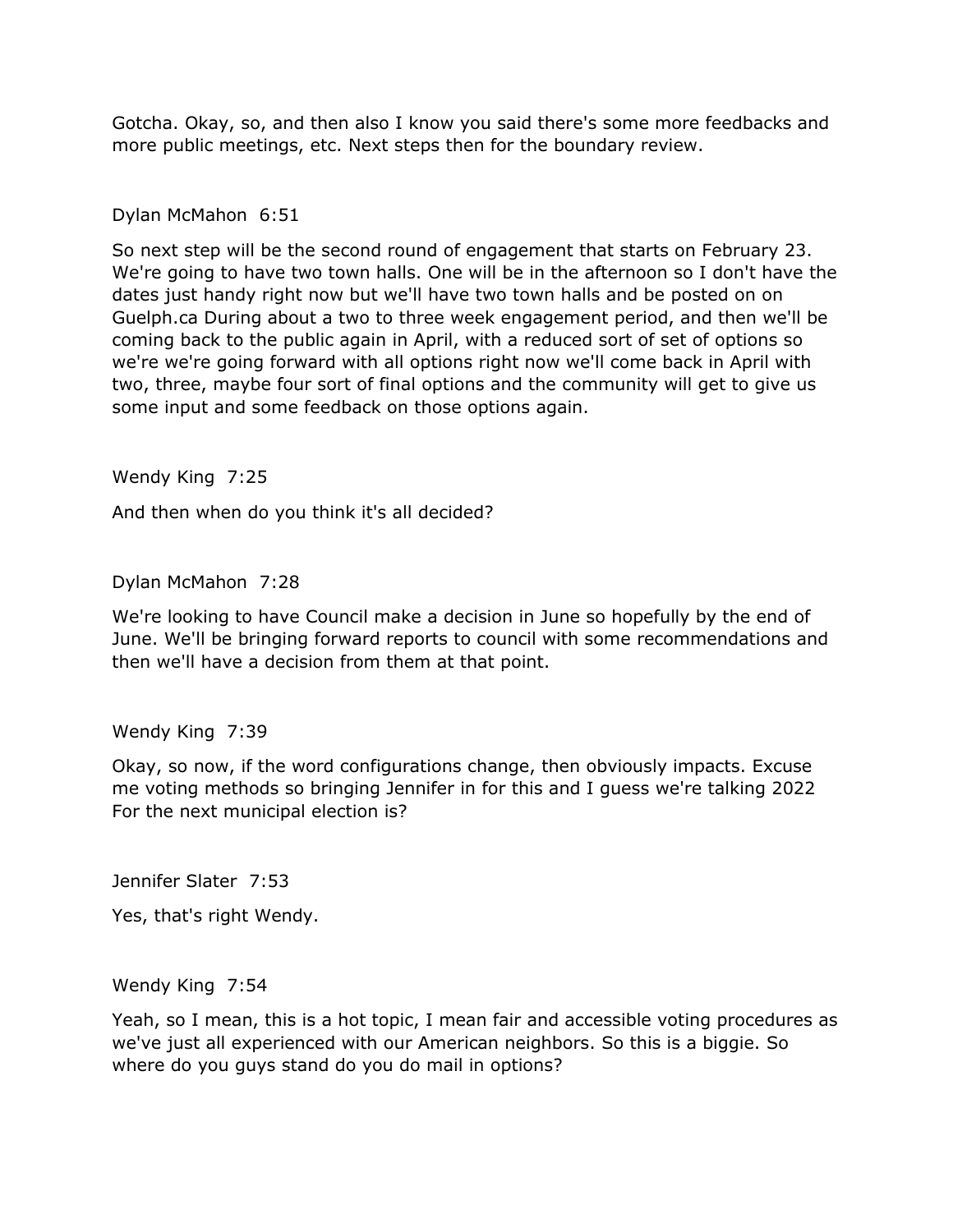Gotcha. Okay, so, and then also I know you said there's some more feedbacks and more public meetings, etc. Next steps then for the boundary review.

Dylan McMahon 6:51

So next step will be the second round of engagement that starts on February 23. We're going to have two town halls. One will be in the afternoon so I don't have the dates just handy right now but we'll have two town halls and be posted on on Guelph.ca During about a two to three week engagement period, and then we'll be coming back to the public again in April, with a reduced sort of set of options so we're we're going forward with all options right now we'll come back in April with two, three, maybe four sort of final options and the community will get to give us some input and some feedback on those options again.

Wendy King 7:25

And then when do you think it's all decided?

Dylan McMahon 7:28

We're looking to have Council make a decision in June so hopefully by the end of June. We'll be bringing forward reports to council with some recommendations and then we'll have a decision from them at that point.

Wendy King 7:39

Okay, so now, if the word configurations change, then obviously impacts. Excuse me voting methods so bringing Jennifer in for this and I guess we're talking 2022 For the next municipal election is?

Jennifer Slater 7:53

Yes, that's right Wendy.

Wendy King 7:54

Yeah, so I mean, this is a hot topic, I mean fair and accessible voting procedures as we've just all experienced with our American neighbors. So this is a biggie. So where do you guys stand do you do mail in options?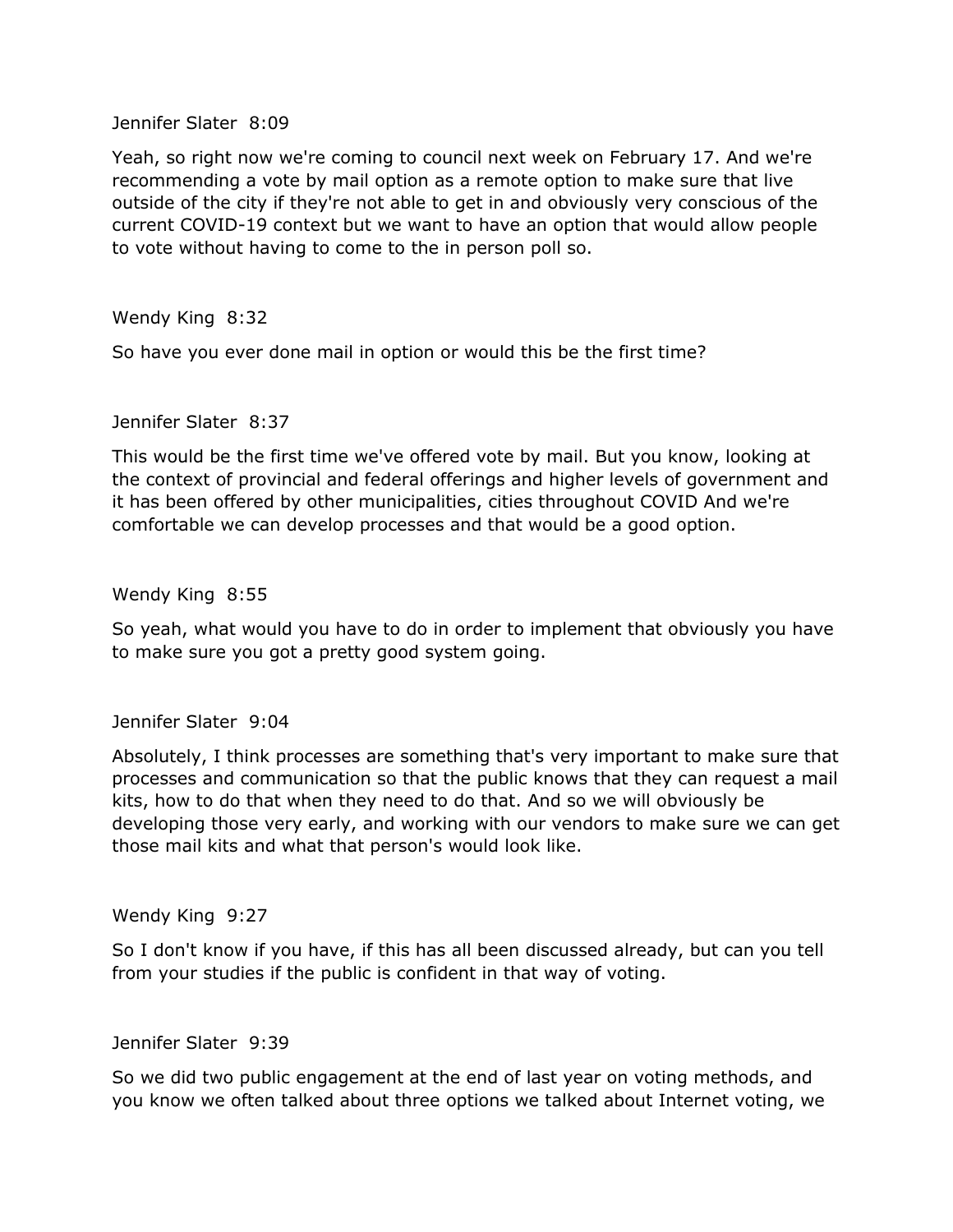Jennifer Slater 8:09

Yeah, so right now we're coming to council next week on February 17. And we're recommending a vote by mail option as a remote option to make sure that live outside of the city if they're not able to get in and obviously very conscious of the current COVID-19 context but we want to have an option that would allow people to vote without having to come to the in person poll so.

Wendy King 8:32

So have you ever done mail in option or would this be the first time?

Jennifer Slater 8:37

This would be the first time we've offered vote by mail. But you know, looking at the context of provincial and federal offerings and higher levels of government and it has been offered by other municipalities, cities throughout COVID And we're comfortable we can develop processes and that would be a good option.

Wendy King 8:55

So yeah, what would you have to do in order to implement that obviously you have to make sure you got a pretty good system going.

Jennifer Slater 9:04

Absolutely, I think processes are something that's very important to make sure that processes and communication so that the public knows that they can request a mail kits, how to do that when they need to do that. And so we will obviously be developing those very early, and working with our vendors to make sure we can get those mail kits and what that person's would look like.

Wendy King 9:27

So I don't know if you have, if this has all been discussed already, but can you tell from your studies if the public is confident in that way of voting.

Jennifer Slater 9:39

So we did two public engagement at the end of last year on voting methods, and you know we often talked about three options we talked about Internet voting, we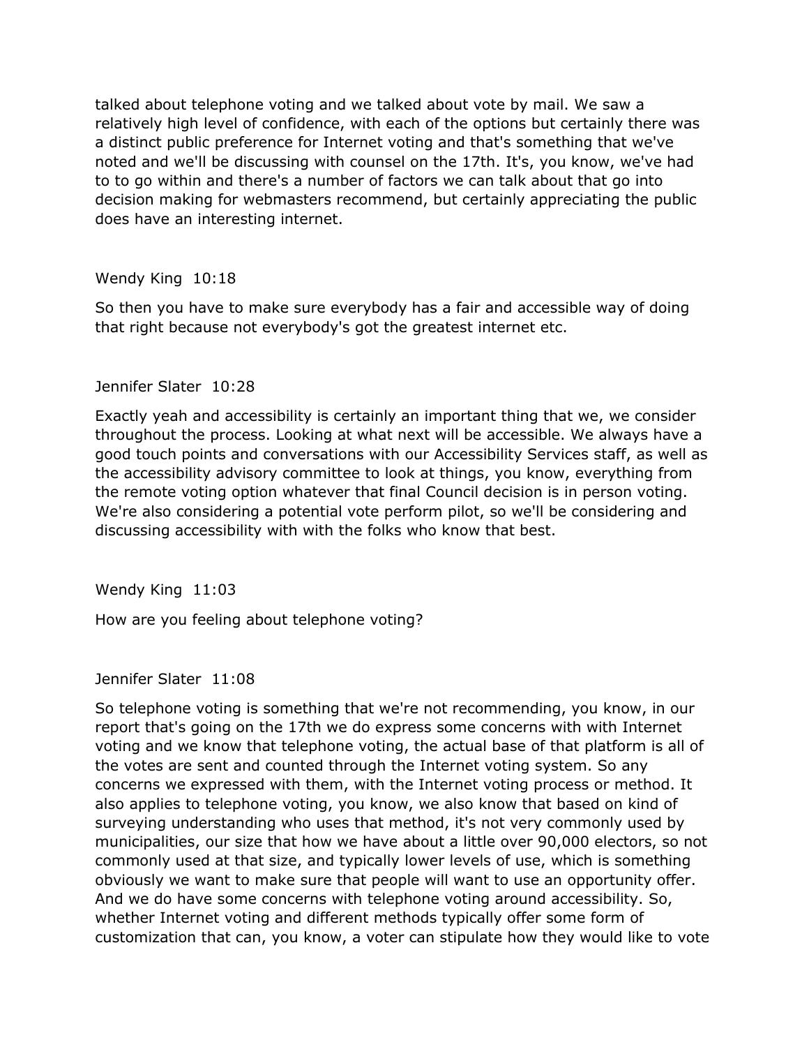talked about telephone voting and we talked about vote by mail. We saw a relatively high level of confidence, with each of the options but certainly there was a distinct public preference for Internet voting and that's something that we've noted and we'll be discussing with counsel on the 17th. It's, you know, we've had to to go within and there's a number of factors we can talk about that go into decision making for webmasters recommend, but certainly appreciating the public does have an interesting internet.

Wendy King 10:18

So then you have to make sure everybody has a fair and accessible way of doing that right because not everybody's got the greatest internet etc.

Jennifer Slater 10:28

Exactly yeah and accessibility is certainly an important thing that we, we consider throughout the process. Looking at what next will be accessible. We always have a good touch points and conversations with our Accessibility Services staff, as well as the accessibility advisory committee to look at things, you know, everything from the remote voting option whatever that final Council decision is in person voting. We're also considering a potential vote perform pilot, so we'll be considering and discussing accessibility with with the folks who know that best.

Wendy King 11:03

How are you feeling about telephone voting?

Jennifer Slater 11:08

So telephone voting is something that we're not recommending, you know, in our report that's going on the 17th we do express some concerns with with Internet voting and we know that telephone voting, the actual base of that platform is all of the votes are sent and counted through the Internet voting system. So any concerns we expressed with them, with the Internet voting process or method. It also applies to telephone voting, you know, we also know that based on kind of surveying understanding who uses that method, it's not very commonly used by municipalities, our size that how we have about a little over 90,000 electors, so not commonly used at that size, and typically lower levels of use, which is something obviously we want to make sure that people will want to use an opportunity offer. And we do have some concerns with telephone voting around accessibility. So, whether Internet voting and different methods typically offer some form of customization that can, you know, a voter can stipulate how they would like to vote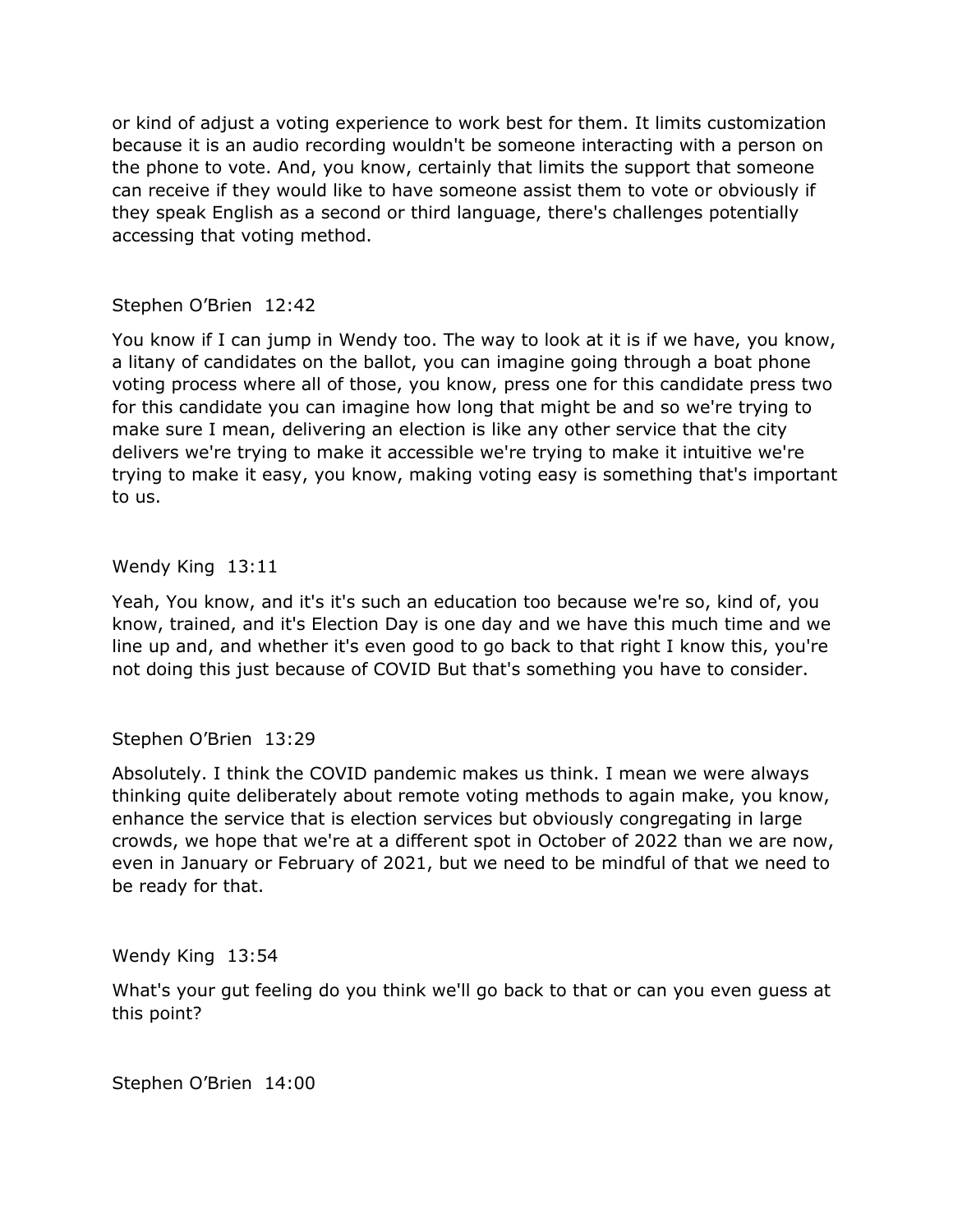or kind of adjust a voting experience to work best for them. It limits customization because it is an audio recording wouldn't be someone interacting with a person on the phone to vote. And, you know, certainly that limits the support that someone can receive if they would like to have someone assist them to vote or obviously if they speak English as a second or third language, there's challenges potentially accessing that voting method.

Stephen O'Brien  12:42

You know if I can jump in Wendy too. The way to look at it is if we have, you know, a litany of candidates on the ballot, you can imagine going through a boat phone voting process where all of those, you know, press one for this candidate press two for this candidate you can imagine how long that might be and so we're trying to make sure I mean, delivering an election is like any other service that the city delivers we're trying to make it accessible we're trying to make it intuitive we're trying to make it easy, you know, making voting easy is something that's important to us.

Wendy King  13:11

Yeah, You know, and it's it's such an education too because we're so, kind of, you know, trained, and it's Election Day is one day and we have this much time and we line up and, and whether it's even good to go back to that right I know this, you're not doing this just because of COVID But that's something you have to consider.

Stephen O'Brien  13:29

Absolutely. I think the COVID pandemic makes us think. I mean we were always thinking quite deliberately about remote voting methods to again make, you know, enhance the service that is election services but obviously congregating in large crowds, we hope that we're at a different spot in October of 2022 than we are now, even in January or February of 2021, but we need to be mindful of that we need to be ready for that.

Wendy King  13:54

What's your gut feeling do you think we'll go back to that or can you even guess at this point?

Stephen O'Brien  14:00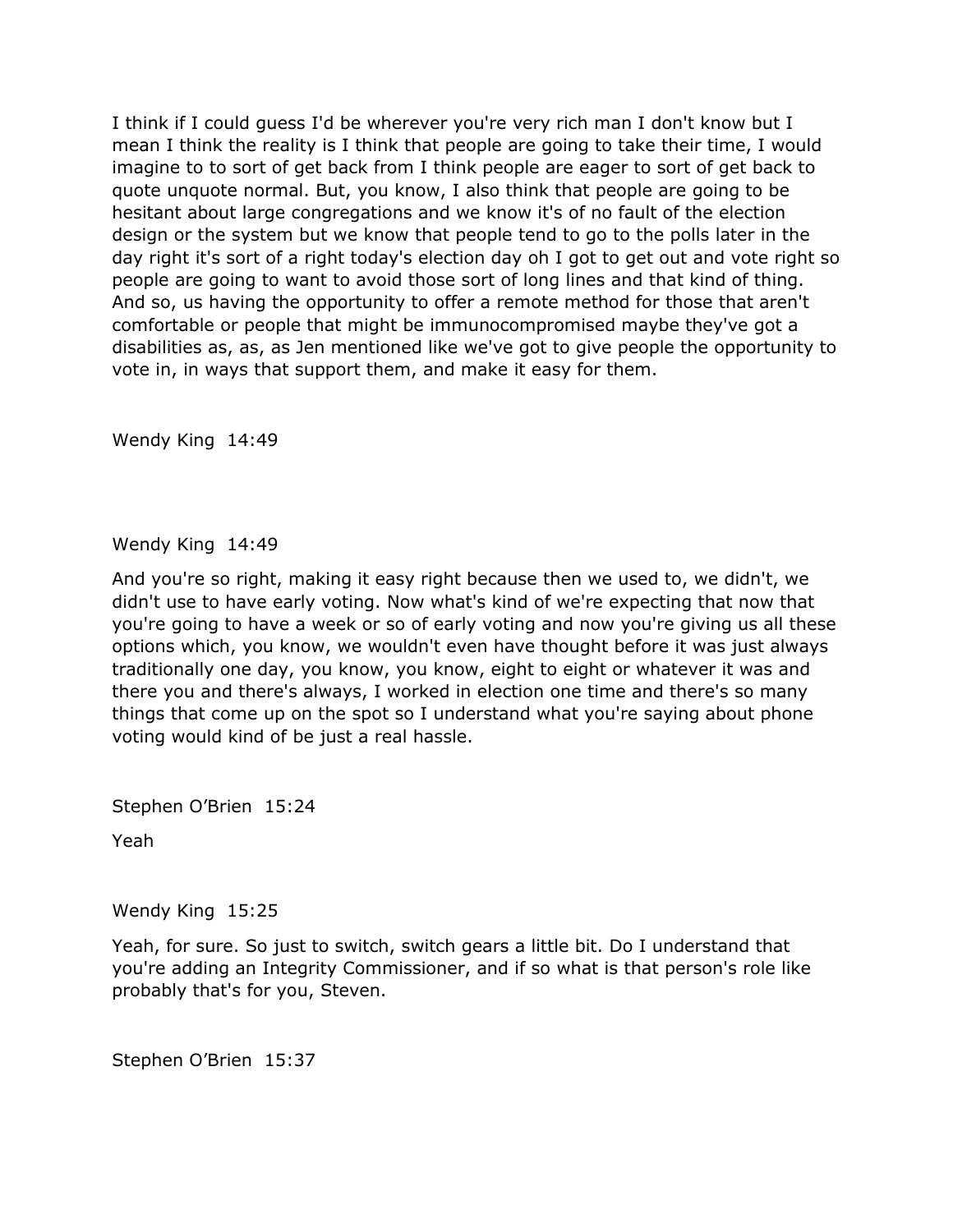I think if I could guess I'd be wherever you're very rich man I don't know but I mean I think the reality is I think that people are going to take their time, I would imagine to to sort of get back from I think people are eager to sort of get back to quote unquote normal. But, you know, I also think that people are going to be hesitant about large congregations and we know it's of no fault of the election design or the system but we know that people tend to go to the polls later in the day right it's sort of a right today's election day oh I got to get out and vote right so people are going to want to avoid those sort of long lines and that kind of thing. And so, us having the opportunity to offer a remote method for those that aren't comfortable or people that might be immunocompromised maybe they've got a disabilities as, as, as Jen mentioned like we've got to give people the opportunity to vote in, in ways that support them, and make it easy for them.

Wendy King 14:49

Wendy King 14:49

And you're so right, making it easy right because then we used to, we didn't, we didn't use to have early voting. Now what's kind of we're expecting that now that you're going to have a week or so of early voting and now you're giving us all these options which, you know, we wouldn't even have thought before it was just always traditionally one day, you know, you know, eight to eight or whatever it was and there you and there's always, I worked in election one time and there's so many things that come up on the spot so I understand what you're saying about phone voting would kind of be just a real hassle.

Stephen O'Brien 15:24

Yeah

Wendy King 15:25

Yeah, for sure. So just to switch, switch gears a little bit. Do I understand that you're adding an Integrity Commissioner, and if so what is that person's role like probably that's for you, Steven.

Stephen O'Brien 15:37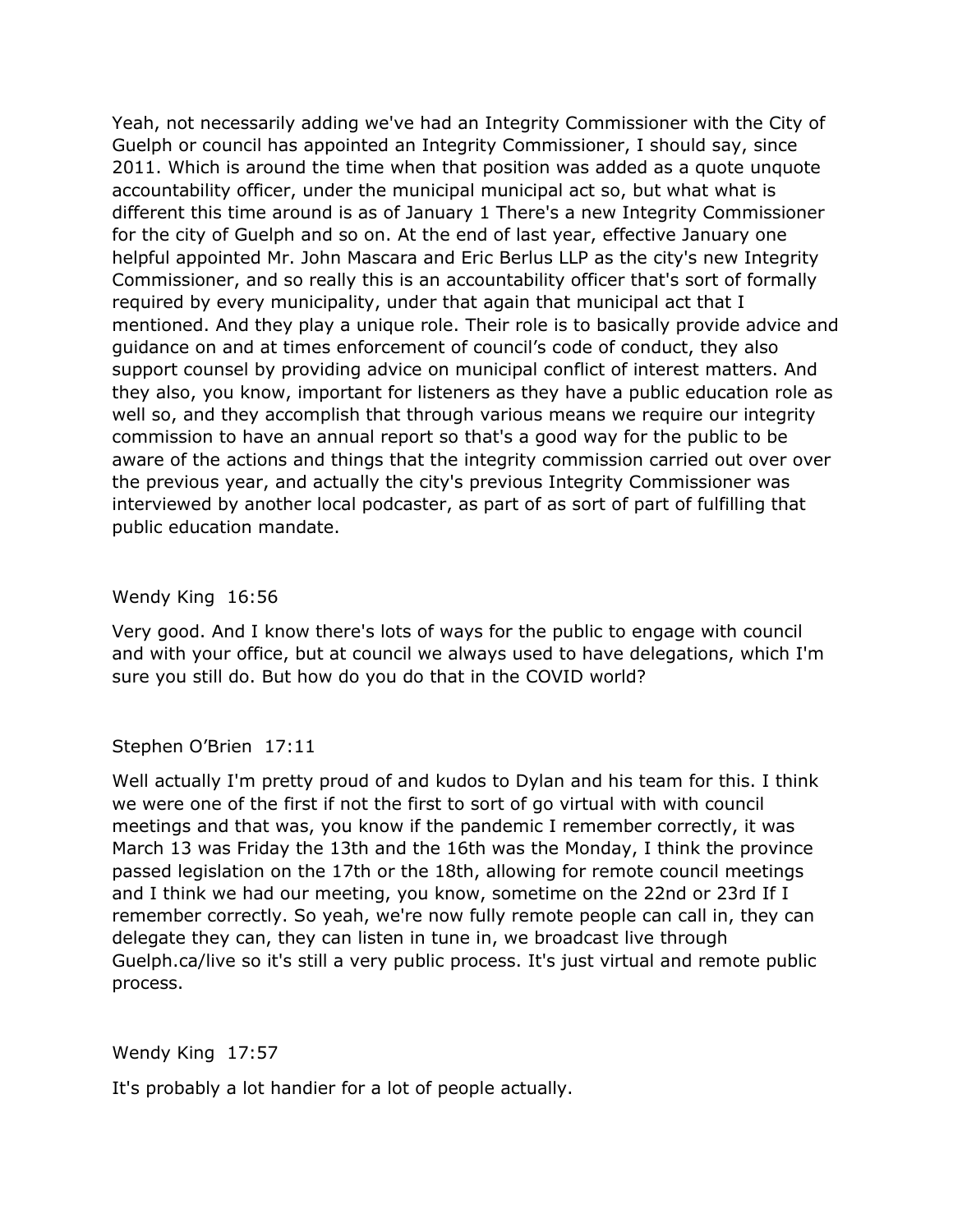Yeah, not necessarily adding we've had an Integrity Commissioner with the City of Guelph or council has appointed an Integrity Commissioner, I should say, since 2011. Which is around the time when that position was added as a quote unquote accountability officer, under the municipal municipal act so, but what what is different this time around is as of January 1 There's a new Integrity Commissioner for the city of Guelph and so on. At the end of last year, effective January one helpful appointed Mr. John Mascara and Eric Berlus LLP as the city's new Integrity Commissioner, and so really this is an accountability officer that's sort of formally required by every municipality, under that again that municipal act that I mentioned. And they play a unique role. Their role is to basically provide advice and guidance on and at times enforcement of council's code of conduct, they also support counsel by providing advice on municipal conflict of interest matters. And they also, you know, important for listeners as they have a public education role as well so, and they accomplish that through various means we require our integrity commission to have an annual report so that's a good way for the public to be aware of the actions and things that the integrity commission carried out over over the previous year, and actually the city's previous Integrity Commissioner was interviewed by another local podcaster, as part of as sort of part of fulfilling that public education mandate.

Wendy King 16:56

Very good. And I know there's lots of ways for the public to engage with council and with your office, but at council we always used to have delegations, which I'm sure you still do. But how do you do that in the COVID world?

Stephen O'Brien 17:11

Well actually I'm pretty proud of and kudos to Dylan and his team for this. I think we were one of the first if not the first to sort of go virtual with with council meetings and that was, you know if the pandemic I remember correctly, it was March 13 was Friday the 13th and the 16th was the Monday, I think the province passed legislation on the 17th or the 18th, allowing for remote council meetings and I think we had our meeting, you know, sometime on the 22nd or 23rd If I remember correctly. So yeah, we're now fully remote people can call in, they can delegate they can, they can listen in tune in, we broadcast live through Guelph.ca/live so it's still a very public process. It's just virtual and remote public process.

Wendy King 17:57

It's probably a lot handier for a lot of people actually.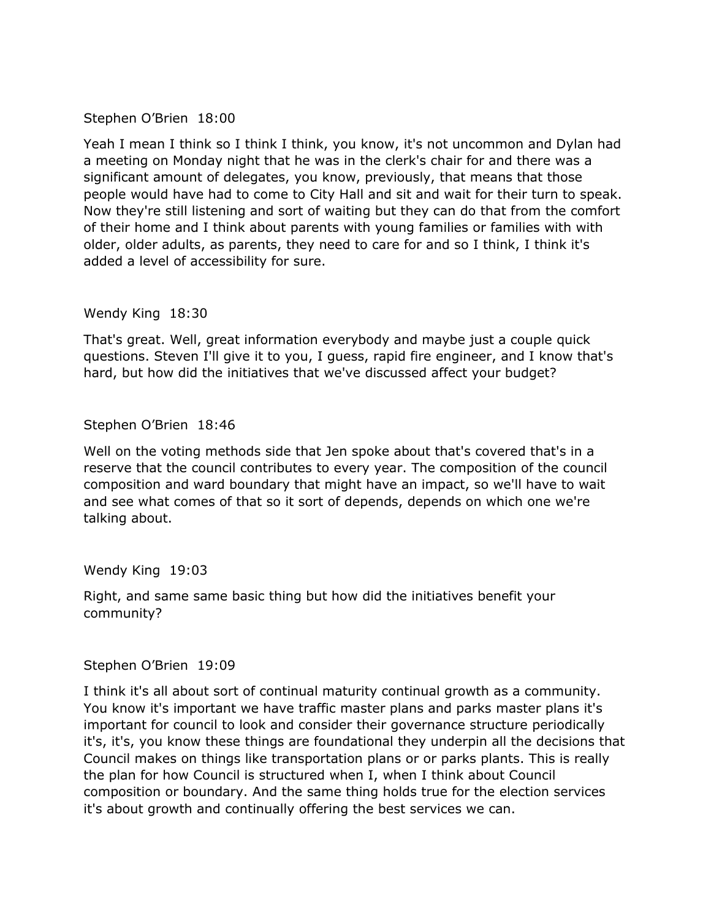Stephen O'Brien 18:00

Yeah I mean I think so I think I think, you know, it's not uncommon and Dylan had a meeting on Monday night that he was in the clerk's chair for and there was a significant amount of delegates, you know, previously, that means that those people would have had to come to City Hall and sit and wait for their turn to speak. Now they're still listening and sort of waiting but they can do that from the comfort of their home and I think about parents with young families or families with with older, older adults, as parents, they need to care for and so I think, I think it's added a level of accessibility for sure.

Wendy King 18:30

That's great. Well, great information everybody and maybe just a couple quick questions. Steven I'll give it to you, I guess, rapid fire engineer, and I know that's hard, but how did the initiatives that we've discussed affect your budget?

Stephen O'Brien 18:46

Well on the voting methods side that Jen spoke about that's covered that's in a reserve that the council contributes to every year. The composition of the council composition and ward boundary that might have an impact, so we'll have to wait and see what comes of that so it sort of depends, depends on which one we're talking about.

Wendy King 19:03

Right, and same same basic thing but how did the initiatives benefit your community?

Stephen O'Brien 19:09

I think it's all about sort of continual maturity continual growth as a community. You know it's important we have traffic master plans and parks master plans it's important for council to look and consider their governance structure periodically it's, it's, you know these things are foundational they underpin all the decisions that Council makes on things like transportation plans or or parks plants. This is really the plan for how Council is structured when I, when I think about Council composition or boundary. And the same thing holds true for the election services it's about growth and continually offering the best services we can.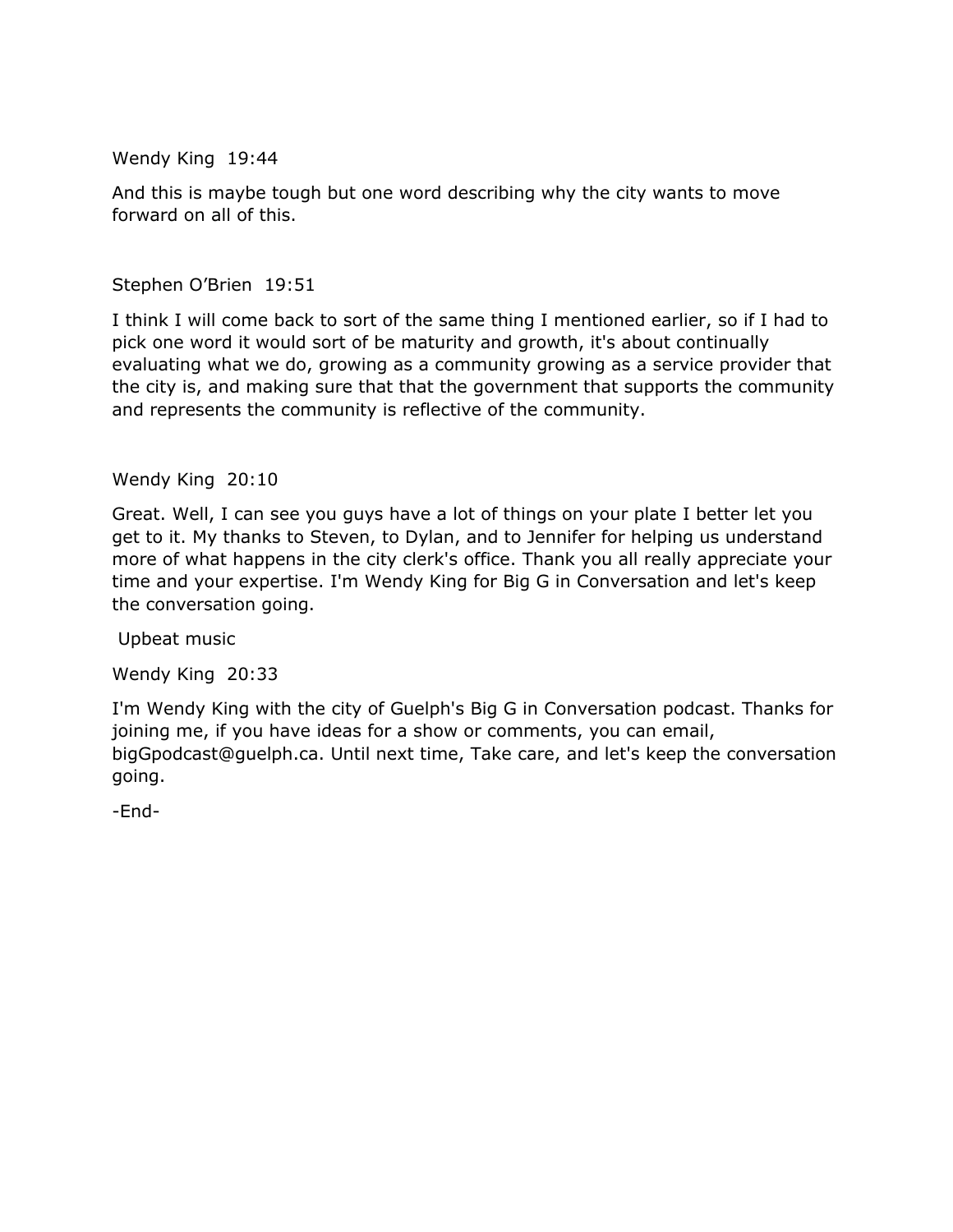Wendy King 19:44

And this is maybe tough but one word describing why the city wants to move forward on all of this.

Stephen O'Brien 19:51

I think I will come back to sort of the same thing I mentioned earlier, so if I had to pick one word it would sort of be maturity and growth, it's about continually evaluating what we do, growing as a community growing as a service provider that the city is, and making sure that that the government that supports the community and represents the community is reflective of the community.

Wendy King 20:10

Great. Well, I can see you guys have a lot of things on your plate I better let you get to it. My thanks to Steven, to Dylan, and to Jennifer for helping us understand more of what happens in the city clerk's office. Thank you all really appreciate your time and your expertise. I'm Wendy King for Big G in Conversation and let's keep the conversation going.

Upbeat music

Wendy King 20:33

I'm Wendy King with the city of Guelph's Big G in Conversation podcast. Thanks for joining me, if you have ideas for a show or comments, you can email, bigGpodcast@guelph.ca. Until next time, Take care, and let's keep the conversation going.

-End-